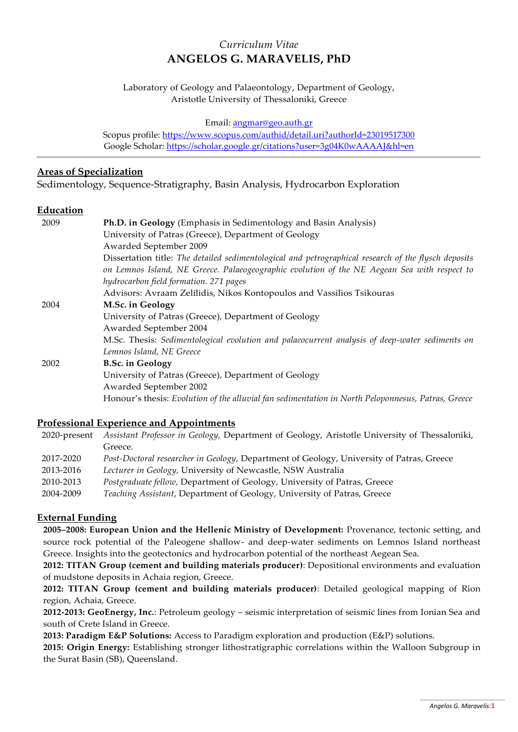*Curriculum Vitae*

# ANGELOS G. MARAVELIS, PhD

Laboratory of Geology and Palaeontology, Department of Geology,
Aristotle University of Thessaloniki, Greece

Email: angmar@geo.auth.gr
Scopus profile: https://www.scopus.com/authid/detail.uri?authorId=23019517300
Google Scholar: https://scholar.google.gr/citations?user=3g04K0wAAAAJ&hl=en

---

## Areas of Specialization

Sedimentology, Sequence-Stratigraphy, Basin Analysis, Hydrocarbon Exploration

## Education

**2009** — **Ph.D. in Geology** (Emphasis in Sedimentology and Basin Analysis)
University of Patras (Greece), Department of Geology
Awarded September 2009
Dissertation title: *The detailed sedimentological and petrographical research of the flysch deposits on Lemnos Island, NE Greece. Palaeogeographic evolution of the NE Aegean Sea with respect to hydrocarbon field formation. 271 pages*
Advisors: Avraam Zelilidis, Nikos Kontopoulos and Vassilios Tsikouras

**2004** — **M.Sc. in Geology**
University of Patras (Greece), Department of Geology
Awarded September 2004
M.Sc. Thesis: *Sedimentological evolution and palaeocurrent analysis of deep-water sediments on Lemnos Island, NE Greece*

**2002** — **B.Sc. in Geology**
University of Patras (Greece), Department of Geology
Awarded September 2002
Honour's thesis: *Evolution of the alluvial fan sedimentation in North Peloponnesus, Patras, Greece*

## Professional Experience and Appointments

- **2020-present** — *Assistant Professor in Geology,* Department of Geology, Aristotle University of Thessaloniki, Greece.
- **2017-2020** — *Post-Doctoral researcher in Geology,* Department of Geology, University of Patras, Greece
- **2013-2016** — *Lecturer in Geology,* University of Newcastle, NSW Australia
- **2010-2013** — *Postgraduate fellow,* Department of Geology, University of Patras, Greece
- **2004-2009** — *Teaching Assistant*, Department of Geology, University of Patras, Greece

## External Funding

**2005–2008: European Union and the Hellenic Ministry of Development:** Provenance, tectonic setting, and source rock potential of the Paleogene shallow- and deep-water sediments on Lemnos Island northeast Greece. Insights into the geotectonics and hydrocarbon potential of the northeast Aegean Sea.

**2012: TITAN Group (cement and building materials producer)**: Depositional environments and evaluation of mudstone deposits in Achaia region, Greece.

**2012: TITAN Group (cement and building materials producer)**: Detailed geological mapping of Rion region, Achaia, Greece.

**2012-2013: GeoEnergy, Inc.**: Petroleum geology – seismic interpretation of seismic lines from Ionian Sea and south of Crete Island in Greece.

**2013: Paradigm E&P Solutions:** Access to Paradigm exploration and production (E&P) solutions.

**2015: Origin Energy:** Establishing stronger lithostratigraphic correlations within the Walloon Subgroup in the Surat Basin (SB), Queensland.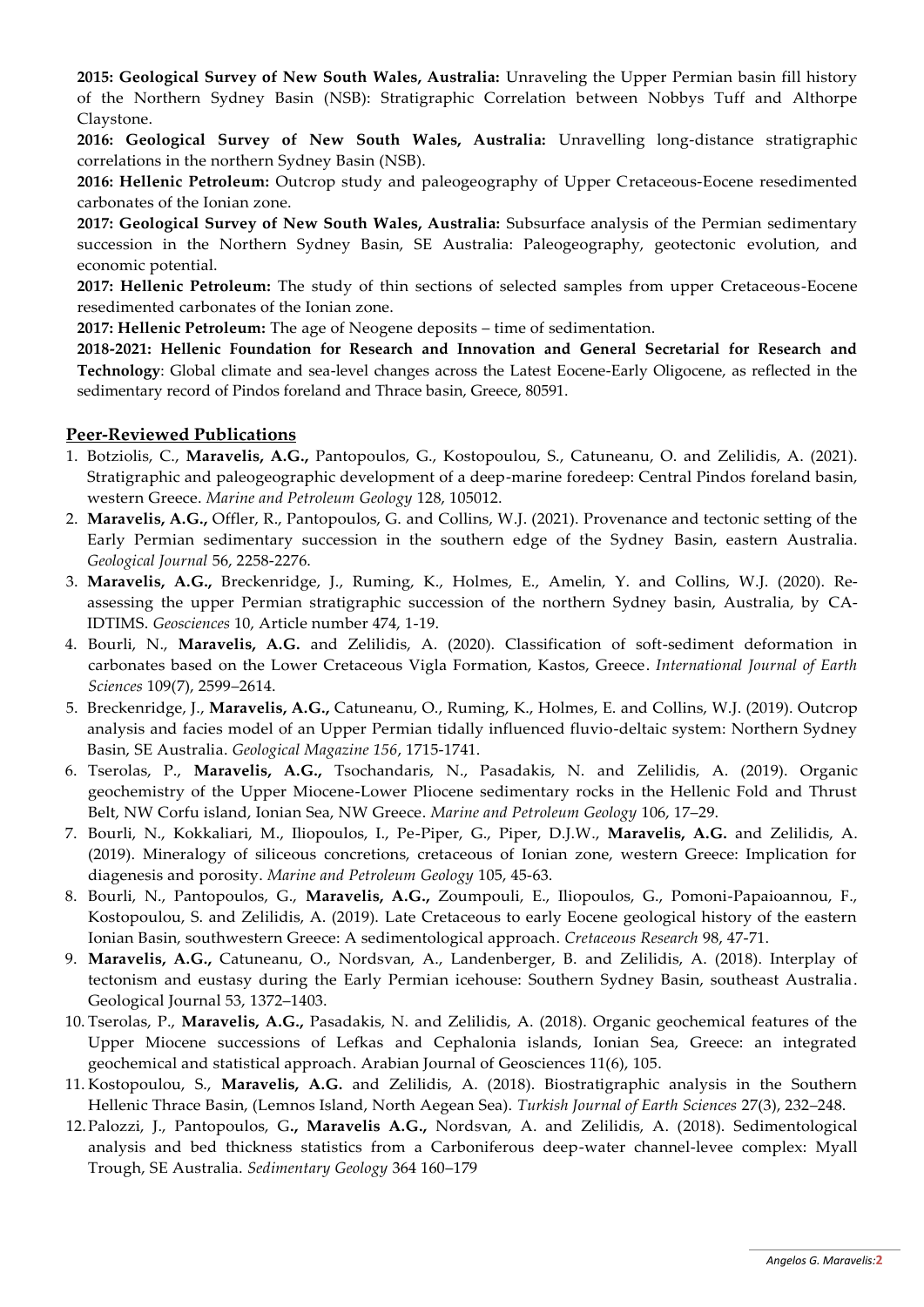**2015: Geological Survey of New South Wales, Australia:** Unraveling the Upper Permian basin fill history of the Northern Sydney Basin (NSB): Stratigraphic Correlation between Nobbys Tuff and Althorpe Claystone.

**2016: Geological Survey of New South Wales, Australia:** Unravelling long-distance stratigraphic correlations in the northern Sydney Basin (NSB).

**2016: Hellenic Petroleum:** Outcrop study and paleogeography of Upper Cretaceous-Eocene resedimented carbonates of the Ionian zone.

**2017: Geological Survey of New South Wales, Australia:** Subsurface analysis of the Permian sedimentary succession in the Northern Sydney Basin, SE Australia: Paleogeography, geotectonic evolution, and economic potential.

**2017: Hellenic Petroleum:** The study of thin sections of selected samples from upper Cretaceous-Eocene resedimented carbonates of the Ionian zone.

**2017: Hellenic Petroleum:** The age of Neogene deposits – time of sedimentation.

**2018-2021: Hellenic Foundation for Research and Innovation and General Secretarial for Research and Technology**: Global climate and sea-level changes across the Latest Eocene-Early Oligocene, as reflected in the sedimentary record of Pindos foreland and Thrace basin, Greece, 80591.

## Peer-Reviewed Publications

1. Botziolis, C., **Maravelis, A.G.,** Pantopoulos, G., Kostopoulou, S., Catuneanu, O. and Zelilidis, A. (2021). Stratigraphic and paleogeographic development of a deep-marine foredeep: Central Pindos foreland basin, western Greece. *Marine and Petroleum Geology* 128, 105012.
2. **Maravelis, A.G.,** Offler, R., Pantopoulos, G. and Collins, W.J. (2021). Provenance and tectonic setting of the Early Permian sedimentary succession in the southern edge of the Sydney Basin, eastern Australia. *Geological Journal* 56, 2258-2276.
3. **Maravelis, A.G.,** Breckenridge, J., Ruming, K., Holmes, E., Amelin, Y. and Collins, W.J. (2020). Re-assessing the upper Permian stratigraphic succession of the northern Sydney basin, Australia, by CA-IDTIMS. *Geosciences* 10, Article number 474, 1-19.
4. Bourli, N., **Maravelis, A.G.** and Zelilidis, A. (2020). Classification of soft-sediment deformation in carbonates based on the Lower Cretaceous Vigla Formation, Kastos, Greece. *International Journal of Earth Sciences* 109(7), 2599–2614.
5. Breckenridge, J., **Maravelis, A.G.,** Catuneanu, O., Ruming, K., Holmes, E. and Collins, W.J. (2019). Outcrop analysis and facies model of an Upper Permian tidally influenced fluvio-deltaic system: Northern Sydney Basin, SE Australia. *Geological Magazine 156*, 1715-1741.
6. Tserolas, P., **Maravelis, A.G.,** Tsochandaris, N., Pasadakis, N. and Zelilidis, A. (2019). Organic geochemistry of the Upper Miocene-Lower Pliocene sedimentary rocks in the Hellenic Fold and Thrust Belt, NW Corfu island, Ionian Sea, NW Greece. *Marine and Petroleum Geology* 106, 17–29.
7. Bourli, N., Kokkaliari, M., Iliopoulos, I., Pe-Piper, G., Piper, D.J.W., **Maravelis, A.G.** and Zelilidis, A. (2019). Mineralogy of siliceous concretions, cretaceous of Ionian zone, western Greece: Implication for diagenesis and porosity. *Marine and Petroleum Geology* 105, 45-63.
8. Bourli, N., Pantopoulos, G., **Maravelis, A.G.,** Zoumpouli, E., Iliopoulos, G., Pomoni-Papaioannou, F., Kostopoulou, S. and Zelilidis, A. (2019). Late Cretaceous to early Eocene geological history of the eastern Ionian Basin, southwestern Greece: A sedimentological approach. *Cretaceous Research* 98, 47-71.
9. **Maravelis, A.G.,** Catuneanu, O., Nordsvan, A., Landenberger, B. and Zelilidis, A. (2018). Interplay of tectonism and eustasy during the Early Permian icehouse: Southern Sydney Basin, southeast Australia. Geological Journal 53, 1372–1403.
10. Tserolas, P., **Maravelis, A.G.,** Pasadakis, N. and Zelilidis, A. (2018). Organic geochemical features of the Upper Miocene successions of Lefkas and Cephalonia islands, Ionian Sea, Greece: an integrated geochemical and statistical approach. Arabian Journal of Geosciences 11(6), 105.
11. Kostopoulou, S., **Maravelis, A.G.** and Zelilidis, A. (2018). Biostratigraphic analysis in the Southern Hellenic Thrace Basin, (Lemnos Island, North Aegean Sea). *Turkish Journal of Earth Sciences* 27(3), 232–248.
12. Palozzi, J., Pantopoulos, G**., Maravelis A.G.,** Nordsvan, A. and Zelilidis, A. (2018). Sedimentological analysis and bed thickness statistics from a Carboniferous deep-water channel-levee complex: Myall Trough, SE Australia. *Sedimentary Geology* 364 160–179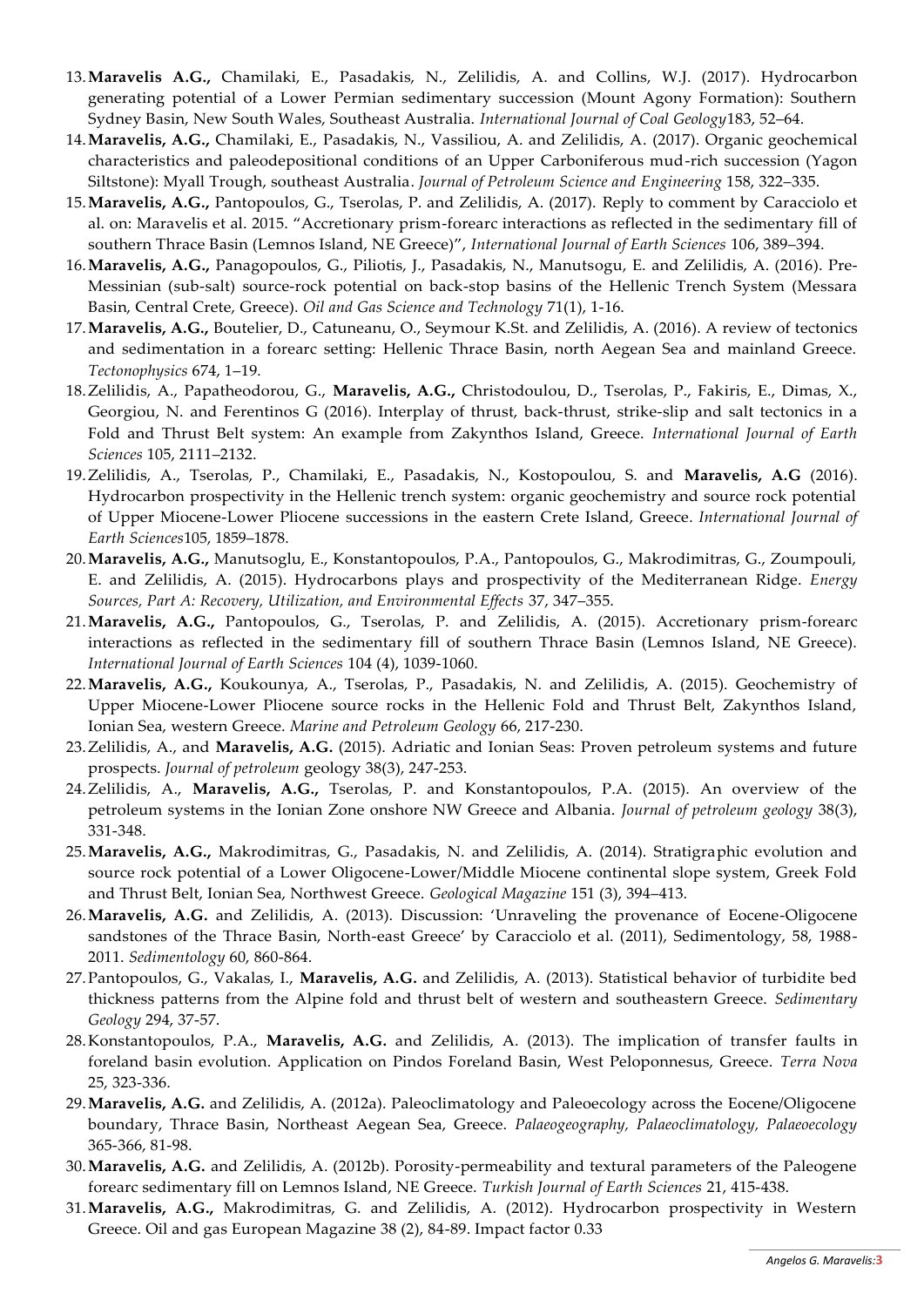13. **Maravelis A.G.,** Chamilaki, E., Pasadakis, N., Zelilidis, A. and Collins, W.J. (2017). Hydrocarbon generating potential of a Lower Permian sedimentary succession (Mount Agony Formation): Southern Sydney Basin, New South Wales, Southeast Australia. *International Journal of Coal Geology*183, 52–64.
14. **Maravelis, A.G.,** Chamilaki, E., Pasadakis, N., Vassiliou, A. and Zelilidis, A. (2017). Organic geochemical characteristics and paleodepositional conditions of an Upper Carboniferous mud-rich succession (Yagon Siltstone): Myall Trough, southeast Australia. *Journal of Petroleum Science and Engineering* 158, 322–335.
15. **Maravelis, A.G.,** Pantopoulos, G., Tserolas, P. and Zelilidis, A. (2017). Reply to comment by Caracciolo et al. on: Maravelis et al. 2015. "Accretionary prism-forearc interactions as reflected in the sedimentary fill of southern Thrace Basin (Lemnos Island, NE Greece)", *International Journal of Earth Sciences* 106, 389–394.
16. **Maravelis, A.G.,** Panagopoulos, G., Piliotis, J., Pasadakis, N., Manutsogu, E. and Zelilidis, A. (2016). Pre-Messinian (sub-salt) source-rock potential on back-stop basins of the Hellenic Trench System (Messara Basin, Central Crete, Greece). *Oil and Gas Science and Technology* 71(1), 1-16.
17. **Maravelis, A.G.,** Boutelier, D., Catuneanu, O., Seymour K.St. and Zelilidis, A. (2016). A review of tectonics and sedimentation in a forearc setting: Hellenic Thrace Basin, north Aegean Sea and mainland Greece. *Tectonophysics* 674, 1–19.
18. Zelilidis, A., Papatheodorou, G., **Maravelis, A.G.,** Christodoulou, D., Tserolas, P., Fakiris, E., Dimas, X., Georgiou, N. and Ferentinos G (2016). Interplay of thrust, back-thrust, strike-slip and salt tectonics in a Fold and Thrust Belt system: An example from Zakynthos Island, Greece. *International Journal of Earth Sciences* 105, 2111–2132.
19. Zelilidis, A., Tserolas, P., Chamilaki, E., Pasadakis, N., Kostopoulou, S. and **Maravelis, A.G** (2016). Hydrocarbon prospectivity in the Hellenic trench system: organic geochemistry and source rock potential of Upper Miocene-Lower Pliocene successions in the eastern Crete Island, Greece. *International Journal of Earth Sciences*105, 1859–1878.
20. **Maravelis, A.G.,** Manutsoglu, E., Konstantopoulos, P.A., Pantopoulos, G., Makrodimitras, G., Zoumpouli, E. and Zelilidis, A. (2015). Hydrocarbons plays and prospectivity of the Mediterranean Ridge. *Energy Sources, Part A: Recovery, Utilization, and Environmental Effects* 37, 347–355.
21. **Maravelis, A.G.,** Pantopoulos, G., Tserolas, P. and Zelilidis, A. (2015). Accretionary prism-forearc interactions as reflected in the sedimentary fill of southern Thrace Basin (Lemnos Island, NE Greece). *International Journal of Earth Sciences* 104 (4), 1039-1060.
22. **Maravelis, A.G.,** Koukounya, A., Tserolas, P., Pasadakis, N. and Zelilidis, A. (2015). Geochemistry of Upper Miocene-Lower Pliocene source rocks in the Hellenic Fold and Thrust Belt, Zakynthos Island, Ionian Sea, western Greece. *Marine and Petroleum Geology* 66, 217-230.
23. Zelilidis, A., and **Maravelis, A.G.** (2015). Adriatic and Ionian Seas: Proven petroleum systems and future prospects. *Journal of petroleum* geology 38(3), 247-253.
24. Zelilidis, A., **Maravelis, A.G.,** Tserolas, P. and Konstantopoulos, P.A. (2015). An overview of the petroleum systems in the Ionian Zone onshore NW Greece and Albania. *Journal of petroleum geology* 38(3), 331-348.
25. **Maravelis, A.G.,** Makrodimitras, G., Pasadakis, N. and Zelilidis, A. (2014). Stratigraphic evolution and source rock potential of a Lower Oligocene-Lower/Middle Miocene continental slope system, Greek Fold and Thrust Belt, Ionian Sea, Northwest Greece. *Geological Magazine* 151 (3), 394–413.
26. **Maravelis, A.G.** and Zelilidis, A. (2013). Discussion: 'Unraveling the provenance of Eocene-Oligocene sandstones of the Thrace Basin, North-east Greece' by Caracciolo et al. (2011), Sedimentology, 58, 1988-2011. *Sedimentology* 60, 860-864.
27. Pantopoulos, G., Vakalas, I., **Maravelis, A.G.** and Zelilidis, A. (2013). Statistical behavior of turbidite bed thickness patterns from the Alpine fold and thrust belt of western and southeastern Greece. *Sedimentary Geology* 294, 37-57.
28. Konstantopoulos, P.A., **Maravelis, A.G.** and Zelilidis, A. (2013). The implication of transfer faults in foreland basin evolution. Application on Pindos Foreland Basin, West Peloponnesus, Greece. *Terra Nova* 25, 323-336.
29. **Maravelis, A.G.** and Zelilidis, A. (2012a). Paleoclimatology and Paleoecology across the Eocene/Oligocene boundary, Thrace Basin, Northeast Aegean Sea, Greece. *Palaeogeography, Palaeoclimatology, Palaeoecology* 365-366, 81-98.
30. **Maravelis, A.G.** and Zelilidis, A. (2012b). Porosity-permeability and textural parameters of the Paleogene forearc sedimentary fill on Lemnos Island, NE Greece. *Turkish Journal of Earth Sciences* 21, 415-438.
31. **Maravelis, A.G.,** Makrodimitras, G. and Zelilidis, A. (2012). Hydrocarbon prospectivity in Western Greece. Oil and gas European Magazine 38 (2), 84-89. Impact factor 0.33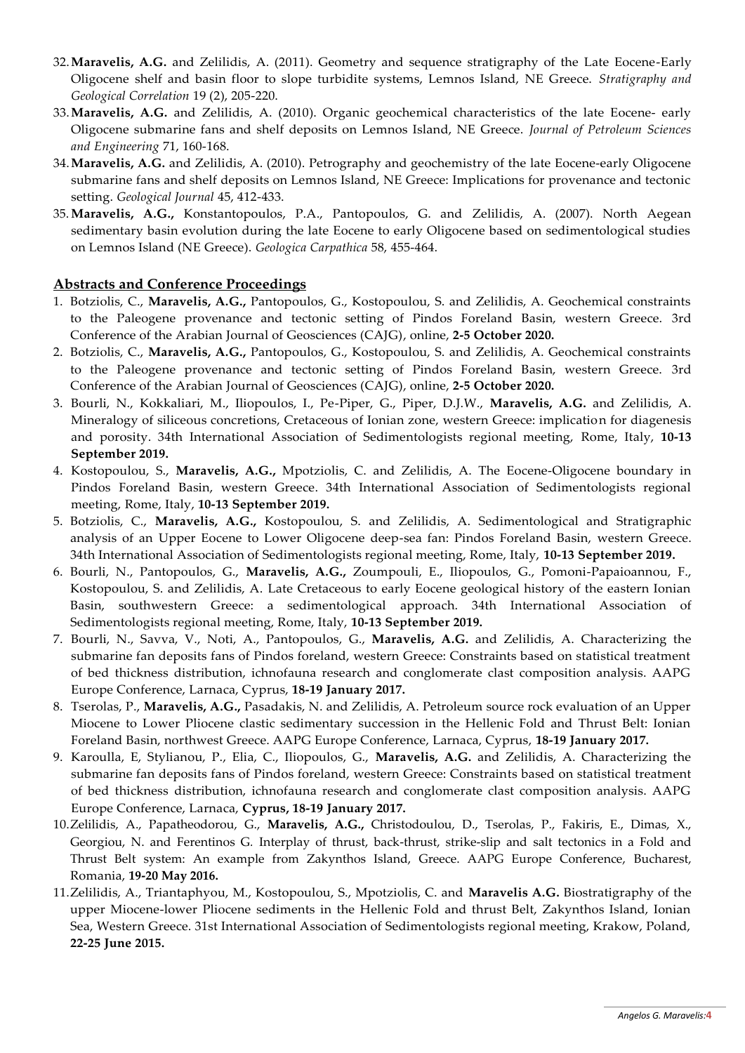32. **Maravelis, A.G.** and Zelilidis, A. (2011). Geometry and sequence stratigraphy of the Late Eocene-Early Oligocene shelf and basin floor to slope turbidite systems, Lemnos Island, NE Greece. *Stratigraphy and Geological Correlation* 19 (2), 205-220.
33. **Maravelis, A.G.** and Zelilidis, A. (2010). Organic geochemical characteristics of the late Eocene- early Oligocene submarine fans and shelf deposits on Lemnos Island, NE Greece. *Journal of Petroleum Sciences and Engineering* 71, 160-168.
34. **Maravelis, A.G.** and Zelilidis, A. (2010). Petrography and geochemistry of the late Eocene-early Oligocene submarine fans and shelf deposits on Lemnos Island, NE Greece: Implications for provenance and tectonic setting. *Geological Journal* 45, 412-433.
35. **Maravelis, A.G.,** Konstantopoulos, P.A., Pantopoulos, G. and Zelilidis, A. (2007). North Aegean sedimentary basin evolution during the late Eocene to early Oligocene based on sedimentological studies on Lemnos Island (NE Greece). *Geologica Carpathica* 58, 455-464.

## Abstracts and Conference Proceedings

1. Botziolis, C., **Maravelis, A.G.,** Pantopoulos, G., Kostopoulou, S. and Zelilidis, A. Geochemical constraints to the Paleogene provenance and tectonic setting of Pindos Foreland Basin, western Greece. 3rd Conference of the Arabian Journal of Geosciences (CAJG), online, **2-5 October 2020.**
2. Botziolis, C., **Maravelis, A.G.,** Pantopoulos, G., Kostopoulou, S. and Zelilidis, A. Geochemical constraints to the Paleogene provenance and tectonic setting of Pindos Foreland Basin, western Greece. 3rd Conference of the Arabian Journal of Geosciences (CAJG), online, **2-5 October 2020.**
3. Bourli, N., Kokkaliari, M., Iliopoulos, I., Pe-Piper, G., Piper, D.J.W., **Maravelis, A.G.** and Zelilidis, A. Mineralogy of siliceous concretions, Cretaceous of Ionian zone, western Greece: implication for diagenesis and porosity. 34th International Association of Sedimentologists regional meeting, Rome, Italy, **10-13 September 2019.**
4. Kostopoulou, S., **Maravelis, A.G.,** Mpotziolis, C. and Zelilidis, A. The Eocene-Oligocene boundary in Pindos Foreland Basin, western Greece. 34th International Association of Sedimentologists regional meeting, Rome, Italy, **10-13 September 2019.**
5. Botziolis, C., **Maravelis, A.G.,** Kostopoulou, S. and Zelilidis, A. Sedimentological and Stratigraphic analysis of an Upper Eocene to Lower Oligocene deep-sea fan: Pindos Foreland Basin, western Greece. 34th International Association of Sedimentologists regional meeting, Rome, Italy, **10-13 September 2019.**
6. Bourli, N., Pantopoulos, G., **Maravelis, A.G.,** Zoumpouli, E., Iliopoulos, G., Pomoni-Papaioannou, F., Kostopoulou, S. and Zelilidis, A. Late Cretaceous to early Eocene geological history of the eastern Ionian Basin, southwestern Greece: a sedimentological approach. 34th International Association of Sedimentologists regional meeting, Rome, Italy, **10-13 September 2019.**
7. Bourli, N., Savva, V., Noti, A., Pantopoulos, G., **Maravelis, A.G.** and Zelilidis, A. Characterizing the submarine fan deposits fans of Pindos foreland, western Greece: Constraints based on statistical treatment of bed thickness distribution, ichnofauna research and conglomerate clast composition analysis. AAPG Europe Conference, Larnaca, Cyprus, **18-19 January 2017.**
8. Tserolas, P., **Maravelis, A.G.,** Pasadakis, N. and Zelilidis, A. Petroleum source rock evaluation of an Upper Miocene to Lower Pliocene clastic sedimentary succession in the Hellenic Fold and Thrust Belt: Ionian Foreland Basin, northwest Greece. AAPG Europe Conference, Larnaca, Cyprus, **18-19 January 2017.**
9. Karoulla, E, Stylianou, P., Elia, C., Iliopoulos, G., **Maravelis, A.G.** and Zelilidis, A. Characterizing the submarine fan deposits fans of Pindos foreland, western Greece: Constraints based on statistical treatment of bed thickness distribution, ichnofauna research and conglomerate clast composition analysis. AAPG Europe Conference, Larnaca, **Cyprus, 18-19 January 2017.**
10. Zelilidis, A., Papatheodorou, G., **Maravelis, A.G.,** Christodoulou, D., Tserolas, P., Fakiris, E., Dimas, X., Georgiou, N. and Ferentinos G. Interplay of thrust, back-thrust, strike-slip and salt tectonics in a Fold and Thrust Belt system: An example from Zakynthos Island, Greece. AAPG Europe Conference, Bucharest, Romania, **19-20 May 2016.**
11. Zelilidis, A., Triantaphyou, M., Kostopoulou, S., Mpotziolis, C. and **Maravelis A.G.** Biostratigraphy of the upper Miocene-lower Pliocene sediments in the Hellenic Fold and thrust Belt, Zakynthos Island, Ionian Sea, Western Greece. 31st International Association of Sedimentologists regional meeting, Krakow, Poland, **22-25 June 2015.**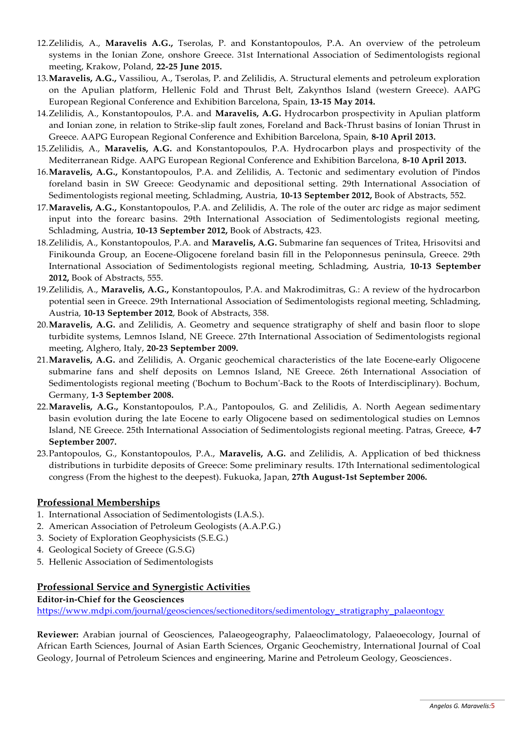12. Zelilidis, A., **Maravelis A.G.,** Tserolas, P. and Konstantopoulos, P.A. An overview of the petroleum systems in the Ionian Zone, onshore Greece. 31st International Association of Sedimentologists regional meeting, Krakow, Poland, **22-25 June 2015.**
13. **Maravelis, A.G.,** Vassiliou, A., Tserolas, P. and Zelilidis, A. Structural elements and petroleum exploration on the Apulian platform, Hellenic Fold and Thrust Belt, Zakynthos Island (western Greece). AAPG European Regional Conference and Exhibition Barcelona, Spain, **13-15 May 2014.**
14. Zelilidis, A., Konstantopoulos, P.A. and **Maravelis, A.G.** Hydrocarbon prospectivity in Apulian platform and Ionian zone, in relation to Strike-slip fault zones, Foreland and Back-Thrust basins of Ionian Thrust in Greece. AAPG European Regional Conference and Exhibition Barcelona, Spain, **8-10 April 2013.**
15. Zelilidis, A., **Maravelis, A.G.** and Konstantopoulos, P.A. Hydrocarbon plays and prospectivity of the Mediterranean Ridge. AAPG European Regional Conference and Exhibition Barcelona, **8-10 April 2013.**
16. **Maravelis, A.G.,** Konstantopoulos, P.A. and Zelilidis, A. Tectonic and sedimentary evolution of Pindos foreland basin in SW Greece: Geodynamic and depositional setting. 29th International Association of Sedimentologists regional meeting, Schladming, Austria, **10-13 September 2012,** Book of Abstracts, 552.
17. **Maravelis, A.G.,** Konstantopoulos, P.A. and Zelilidis, A. The role of the outer arc ridge as major sediment input into the forearc basins. 29th International Association of Sedimentologists regional meeting, Schladming, Austria, **10-13 September 2012,** Book of Abstracts, 423.
18. Zelilidis, A., Konstantopoulos, P.A. and **Maravelis, A.G.** Submarine fan sequences of Tritea, Hrisovitsi and Finikounda Group, an Eocene-Oligocene foreland basin fill in the Peloponnesus peninsula, Greece. 29th International Association of Sedimentologists regional meeting, Schladming, Austria, **10-13 September 2012,** Book of Abstracts, 555.
19. Zelilidis, A., **Maravelis, A.G.,** Konstantopoulos, P.A. and Makrodimitras, G.: A review of the hydrocarbon potential seen in Greece. 29th International Association of Sedimentologists regional meeting, Schladming, Austria, **10-13 September 2012**, Book of Abstracts, 358.
20. **Maravelis, A.G.** and Zelilidis, A. Geometry and sequence stratigraphy of shelf and basin floor to slope turbidite systems, Lemnos Island, NE Greece. 27th International Association of Sedimentologists regional meeting, Alghero, Italy, **20-23 September 2009.**
21. **Maravelis, A.G.** and Zelilidis, A. Organic geochemical characteristics of the late Eocene-early Oligocene submarine fans and shelf deposits on Lemnos Island, NE Greece. 26th International Association of Sedimentologists regional meeting ('Bochum to Bochum'-Back to the Roots of Interdisciplinary). Bochum, Germany, **1-3 September 2008.**
22. **Maravelis, A.G.,** Konstantopoulos, P.A., Pantopoulos, G. and Zelilidis, A. North Aegean sedimentary basin evolution during the late Eocene to early Oligocene based on sedimentological studies on Lemnos Island, NE Greece. 25th International Association of Sedimentologists regional meeting. Patras, Greece, **4-7 September 2007.**
23. Pantopoulos, G., Konstantopoulos, P.A., **Maravelis, A.G.** and Zelilidis, A. Application of bed thickness distributions in turbidite deposits of Greece: Some preliminary results. 17th International sedimentological congress (From the highest to the deepest). Fukuoka, Japan, **27th August-1st September 2006.**

## Professional Memberships

1. International Association of Sedimentologists (I.A.S.).
2. American Association of Petroleum Geologists (A.A.P.G.)
3. Society of Exploration Geophysicists (S.E.G.)
4. Geological Society of Greece (G.S.G)
5. Hellenic Association of Sedimentologists

## Professional Service and Synergistic Activities

**Editor-in-Chief for the Geosciences**

https://www.mdpi.com/journal/geosciences/sectioneditors/sedimentology_stratigraphy_palaeontogy

**Reviewer:** Arabian journal of Geosciences, Palaeogeography, Palaeoclimatology, Palaeoecology, Journal of African Earth Sciences, Journal of Asian Earth Sciences, Organic Geochemistry, International Journal of Coal Geology, Journal of Petroleum Sciences and engineering, Marine and Petroleum Geology, Geosciences.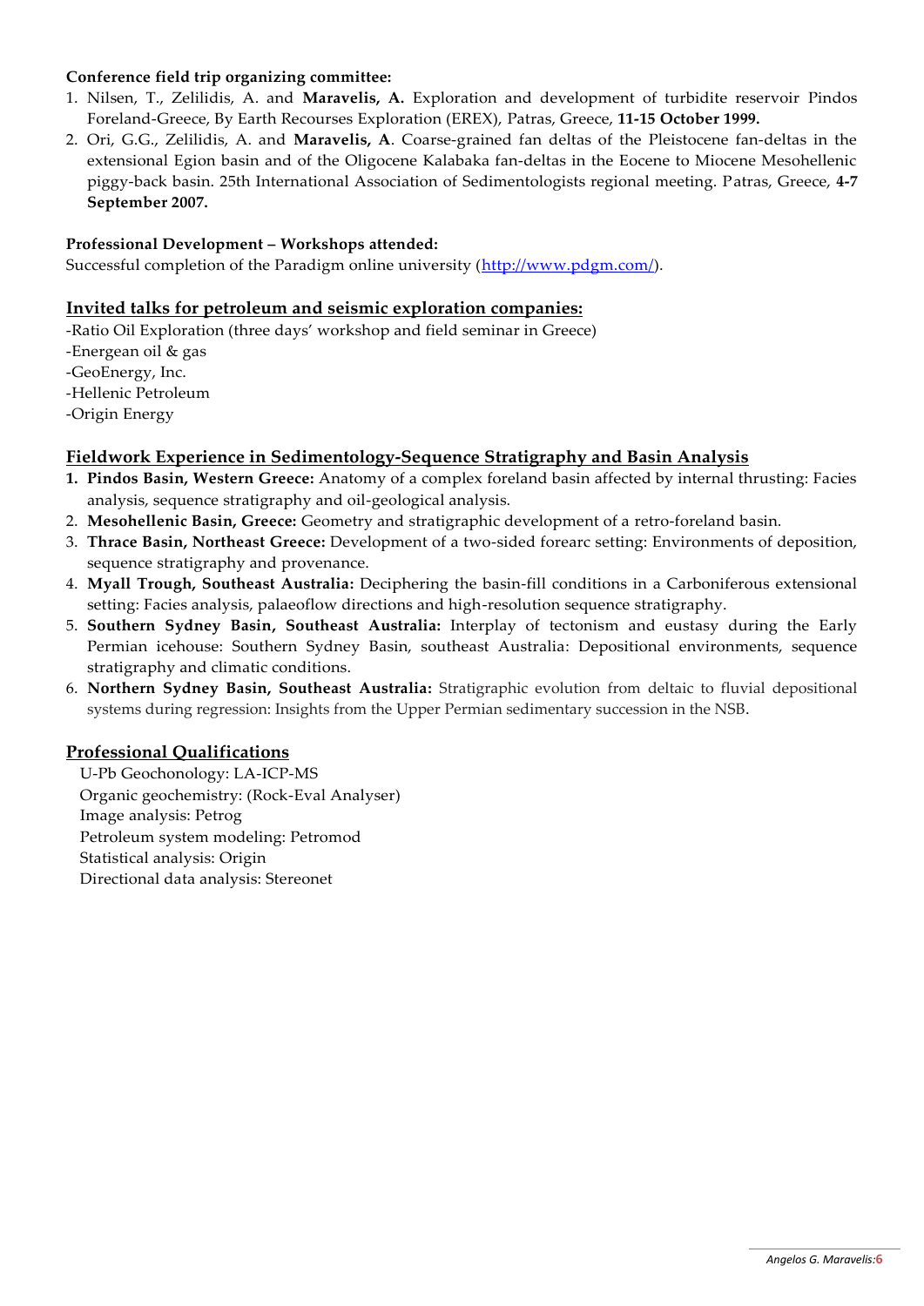**Conference field trip organizing committee:**

1. Nilsen, T., Zelilidis, A. and **Maravelis, A.** Exploration and development of turbidite reservoir Pindos Foreland-Greece, By Earth Recourses Exploration (EREX), Patras, Greece, **11-15 October 1999.**
2. Ori, G.G., Zelilidis, A. and **Maravelis, A**. Coarse-grained fan deltas of the Pleistocene fan-deltas in the extensional Egion basin and of the Oligocene Kalabaka fan-deltas in the Eocene to Miocene Mesohellenic piggy-back basin. 25th International Association of Sedimentologists regional meeting. Patras, Greece, **4-7 September 2007.**

**Professional Development – Workshops attended:**

Successful completion of the Paradigm online university (http://www.pdgm.com/).

## Invited talks for petroleum and seismic exploration companies:

-Ratio Oil Exploration (three days' workshop and field seminar in Greece)
-Energean oil & gas
-GeoEnergy, Inc.
-Hellenic Petroleum
-Origin Energy

## Fieldwork Experience in Sedimentology-Sequence Stratigraphy and Basin Analysis

1. **Pindos Basin, Western Greece:** Anatomy of a complex foreland basin affected by internal thrusting: Facies analysis, sequence stratigraphy and oil-geological analysis.
2. **Mesohellenic Basin, Greece:** Geometry and stratigraphic development of a retro-foreland basin.
3. **Thrace Basin, Northeast Greece:** Development of a two-sided forearc setting: Environments of deposition, sequence stratigraphy and provenance.
4. **Myall Trough, Southeast Australia:** Deciphering the basin-fill conditions in a Carboniferous extensional setting: Facies analysis, palaeoflow directions and high-resolution sequence stratigraphy.
5. **Southern Sydney Basin, Southeast Australia:** Interplay of tectonism and eustasy during the Early Permian icehouse: Southern Sydney Basin, southeast Australia: Depositional environments, sequence stratigraphy and climatic conditions.
6. **Northern Sydney Basin, Southeast Australia:** Stratigraphic evolution from deltaic to fluvial depositional systems during regression: Insights from the Upper Permian sedimentary succession in the NSB.

## Professional Qualifications

U-Pb Geochonology: LA-ICP-MS
Organic geochemistry: (Rock-Eval Analyser)
Image analysis: Petrog
Petroleum system modeling: Petromod
Statistical analysis: Origin
Directional data analysis: Stereonet